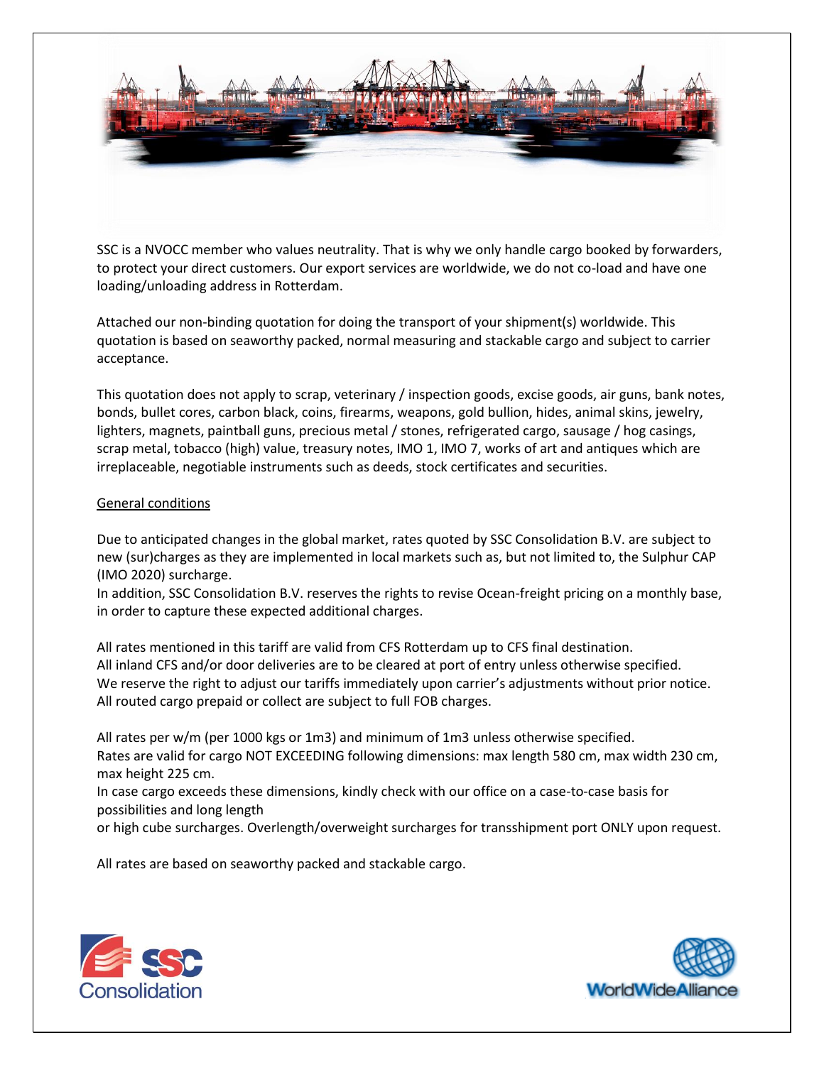SSC is a NVOCC member who values neutrality. That is why we only handle cargo booked by forwarders, to protect your direct customers. Our export services are worldwide, we do not co-load and have one loading/unloading address in Rotterdam.

Attached our non-binding quotation for doing the transport of your shipment(s) worldwide. This quotation is based on seaworthy packed, normal measuring and stackable cargo and subject to carrier acceptance.

This quotation does not apply to scrap, veterinary / inspection goods, excise goods, air guns, bank notes, bonds, bullet cores, carbon black, coins, firearms, weapons, gold bullion, hides, animal skins, jewelry, lighters, magnets, paintball guns, precious metal / stones, refrigerated cargo, sausage / hog casings, scrap metal, tobacco (high) value, treasury notes, IMO 1, IMO 7, works of art and antiques which are irreplaceable, negotiable instruments such as deeds, stock certificates and securities.

General conditions

Due to anticipated changes in the global market, rates quoted by SSC Consolidation B.V. are subject to new (sur)charges as they are implemented in local markets such as, but not limited to, the Sulphur CAP (IMO 2020) surcharge.
In addition, SSC Consolidation B.V. reserves the rights to revise Ocean-freight pricing on a monthly base, in order to capture these expected additional charges.

All rates mentioned in this tariff are valid from CFS Rotterdam up to CFS final destination.
All inland CFS and/or door deliveries are to be cleared at port of entry unless otherwise specified.
We reserve the right to adjust our tariffs immediately upon carrier's adjustments without prior notice.
All routed cargo prepaid or collect are subject to full FOB charges.

All rates per w/m (per 1000 kgs or 1m3) and minimum of 1m3 unless otherwise specified.
Rates are valid for cargo NOT EXCEEDING following dimensions: max length 580 cm, max width 230 cm, max height 225 cm.
In case cargo exceeds these dimensions, kindly check with our office on a case-to-case basis for possibilities and long length
or high cube surcharges. Overlength/overweight surcharges for transshipment port ONLY upon request.

All rates are based on seaworthy packed and stackable cargo.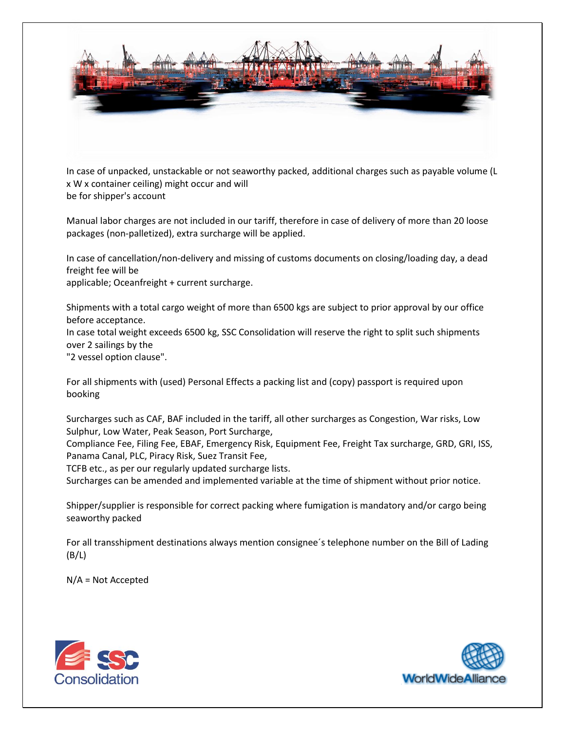In case of unpacked, unstackable or not seaworthy packed, additional charges such as payable volume (L x W x container ceiling) might occur and will be for shipper's account

Manual labor charges are not included in our tariff, therefore in case of delivery of more than 20 loose packages (non-palletized), extra surcharge will be applied.

In case of cancellation/non-delivery and missing of customs documents on closing/loading day, a dead freight fee will be applicable; Oceanfreight + current surcharge.

Shipments with a total cargo weight of more than 6500 kgs are subject to prior approval by our office before acceptance.
In case total weight exceeds 6500 kg, SSC Consolidation will reserve the right to split such shipments over 2 sailings by the "2 vessel option clause".

For all shipments with (used) Personal Effects a packing list and (copy) passport is required upon booking

Surcharges such as CAF, BAF included in the tariff, all other surcharges as Congestion, War risks, Low Sulphur, Low Water, Peak Season, Port Surcharge, Compliance Fee, Filing Fee, EBAF, Emergency Risk, Equipment Fee, Freight Tax surcharge, GRD, GRI, ISS, Panama Canal, PLC, Piracy Risk, Suez Transit Fee, TCFB etc., as per our regularly updated surcharge lists.
Surcharges can be amended and implemented variable at the time of shipment without prior notice.

Shipper/supplier is responsible for correct packing where fumigation is mandatory and/or cargo being seaworthy packed

For all transshipment destinations always mention consignee´s telephone number on the Bill of Lading (B/L)

N/A = Not Accepted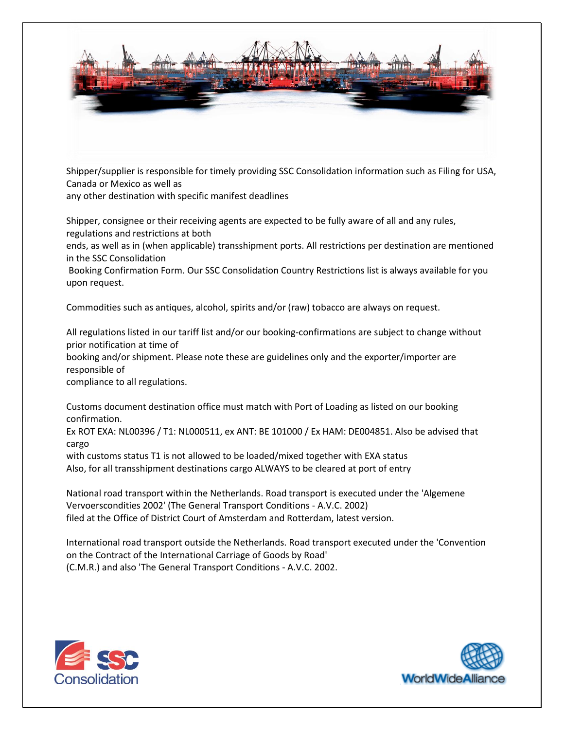Shipper/supplier is responsible for timely providing SSC Consolidation information such as Filing for USA, Canada or Mexico as well as any other destination with specific manifest deadlines

Shipper, consignee or their receiving agents are expected to be fully aware of all and any rules, regulations and restrictions at both ends, as well as in (when applicable) transshipment ports. All restrictions per destination are mentioned in the SSC Consolidation Booking Confirmation Form. Our SSC Consolidation Country Restrictions list is always available for you upon request.

Commodities such as antiques, alcohol, spirits and/or (raw) tobacco are always on request.

All regulations listed in our tariff list and/or our booking-confirmations are subject to change without prior notification at time of booking and/or shipment. Please note these are guidelines only and the exporter/importer are responsible of compliance to all regulations.

Customs document destination office must match with Port of Loading as listed on our booking confirmation.
Ex ROT EXA: NL00396 / T1: NL000511, ex ANT: BE 101000 / Ex HAM: DE004851. Also be advised that cargo with customs status T1 is not allowed to be loaded/mixed together with EXA status
Also, for all transshipment destinations cargo ALWAYS to be cleared at port of entry

National road transport within the Netherlands. Road transport is executed under the 'Algemene Vervoerscondities 2002' (The General Transport Conditions - A.V.C. 2002) filed at the Office of District Court of Amsterdam and Rotterdam, latest version.

International road transport outside the Netherlands. Road transport executed under the 'Convention on the Contract of the International Carriage of Goods by Road' (C.M.R.) and also 'The General Transport Conditions - A.V.C. 2002.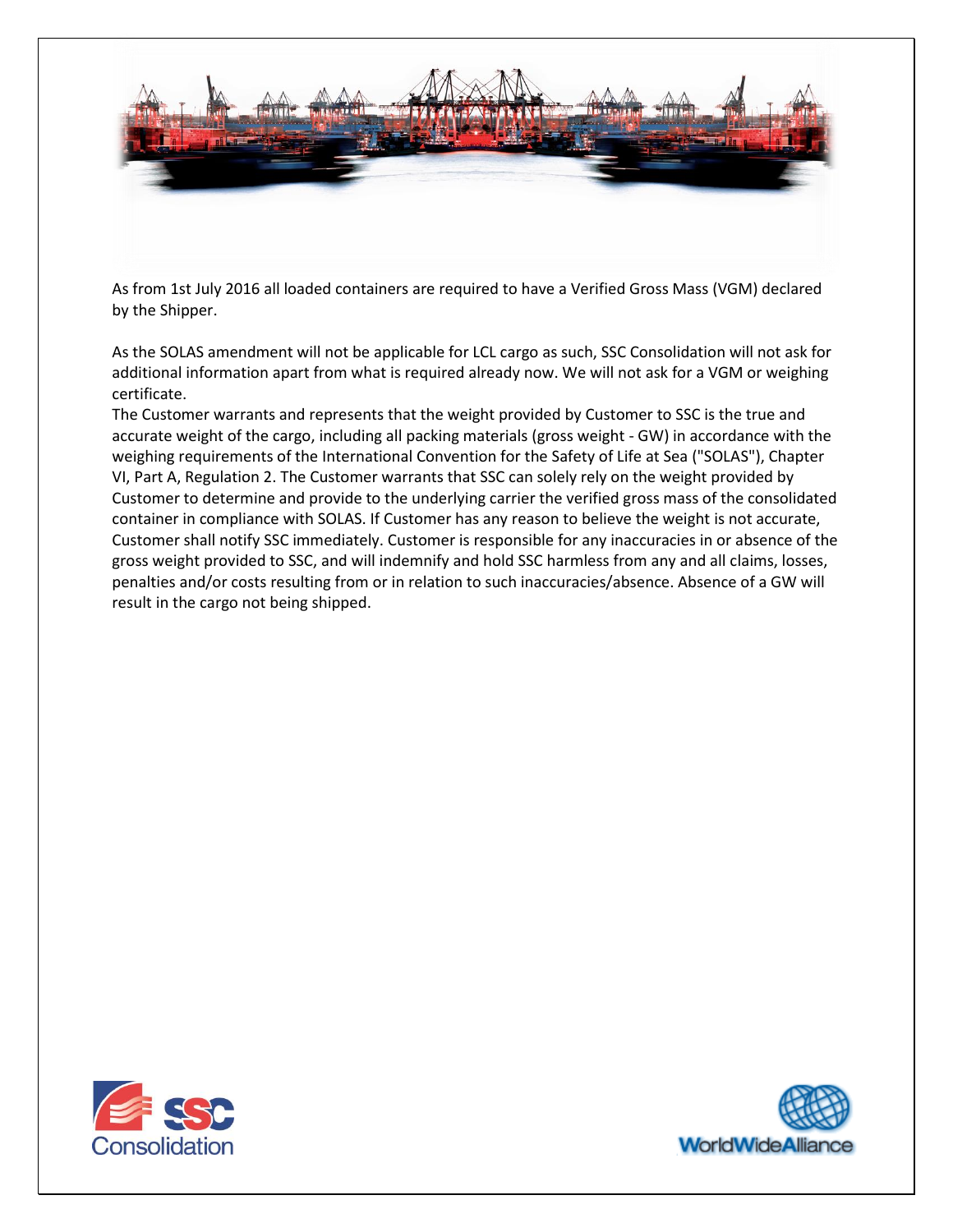As from 1st July 2016 all loaded containers are required to have a Verified Gross Mass (VGM) declared by the Shipper.

As the SOLAS amendment will not be applicable for LCL cargo as such, SSC Consolidation will not ask for additional information apart from what is required already now. We will not ask for a VGM or weighing certificate.
The Customer warrants and represents that the weight provided by Customer to SSC is the true and accurate weight of the cargo, including all packing materials (gross weight - GW) in accordance with the weighing requirements of the International Convention for the Safety of Life at Sea ("SOLAS"), Chapter VI, Part A, Regulation 2. The Customer warrants that SSC can solely rely on the weight provided by Customer to determine and provide to the underlying carrier the verified gross mass of the consolidated container in compliance with SOLAS. If Customer has any reason to believe the weight is not accurate, Customer shall notify SSC immediately. Customer is responsible for any inaccuracies in or absence of the gross weight provided to SSC, and will indemnify and hold SSC harmless from any and all claims, losses, penalties and/or costs resulting from or in relation to such inaccuracies/absence. Absence of a GW will result in the cargo not being shipped.